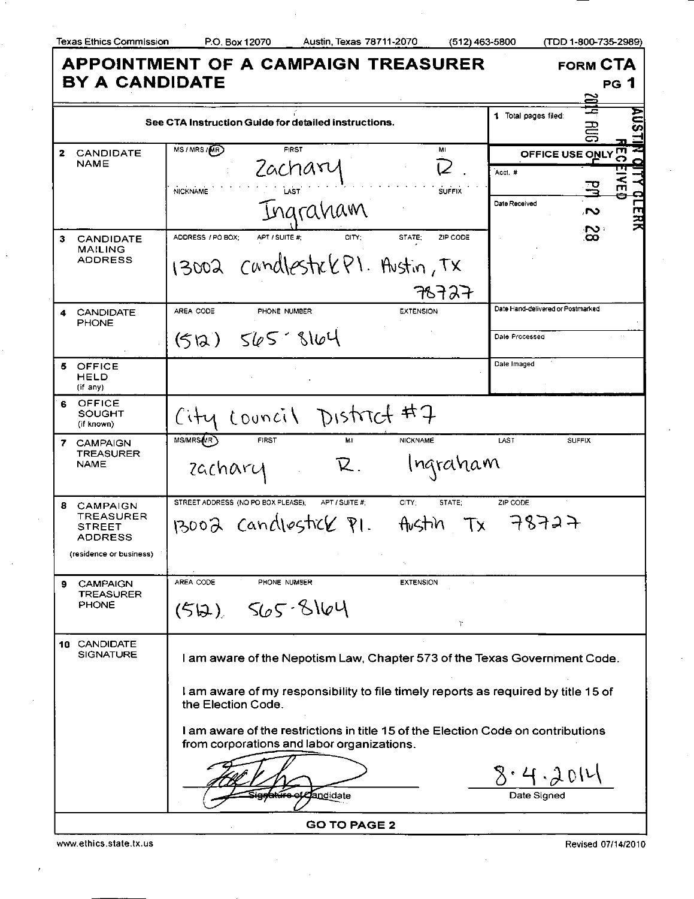Texas Ethics Commission P.O. Box 12070 Austin, Texas 78711-2070 (512) 463-5800 (TDD 1-800-735-2989)

# APPOINTMENT OF A CAMPAIGN TREASURER BY A CANDIDATE

**FORM CTA** PG 1

| | | |
|---|---|---|
| See CTA Instruction Guide for detailed instructions. | | 1 Total pages filed: |
| **2 CANDIDATE NAME** | MS / MRS / MR (MR circled) FIRST: Zachary MI: R. NICKNAME LAST: Ingraham SUFFIX | OFFICE USE ONLY Acct. # Date Received: AUSTIN CITY CLERK RECEIVED 2014 AUG 4 PM 2 28 |
| **3 CANDIDATE MAILING ADDRESS** | ADDRESS / PO BOX; APT / SUITE #; CITY; STATE; ZIP CODE: 13002 Candlestick Pl. Austin, TX 78727 | |
| **4 CANDIDATE PHONE** | AREA CODE PHONE NUMBER EXTENSION: (512) 565-8164 | Date Hand-delivered or Postmarked / Date Processed |
| **5 OFFICE HELD** (if any) | | Date Imaged |
| **6 OFFICE SOUGHT** (if known) | City Council District #7 | |
| **7 CAMPAIGN TREASURER NAME** | MS/MRS/MR (MR circled) FIRST MI NICKNAME LAST SUFFIX: Zachary R. Ingraham | |
| **8 CAMPAIGN TREASURER STREET ADDRESS** (residence or business) | STREET ADDRESS (NO PO BOX PLEASE); APT / SUITE #; CITY; STATE; ZIP CODE: 13002 Candlestick Pl. Austin Tx 78727 | |
| **9 CAMPAIGN TREASURER PHONE** | AREA CODE PHONE NUMBER EXTENSION: (512) 565-8164 | |

**10 CANDIDATE SIGNATURE**

I am aware of the Nepotism Law, Chapter 573 of the Texas Government Code.

I am aware of my responsibility to file timely reports as required by title 15 of the Election Code.

I am aware of the restrictions in title 15 of the Election Code on contributions from corporations and labor organizations.

[Signature] — Signature of Candidate

8·4·2014 — Date Signed

**GO TO PAGE 2**

www.ethics.state.tx.us Revised 07/14/2010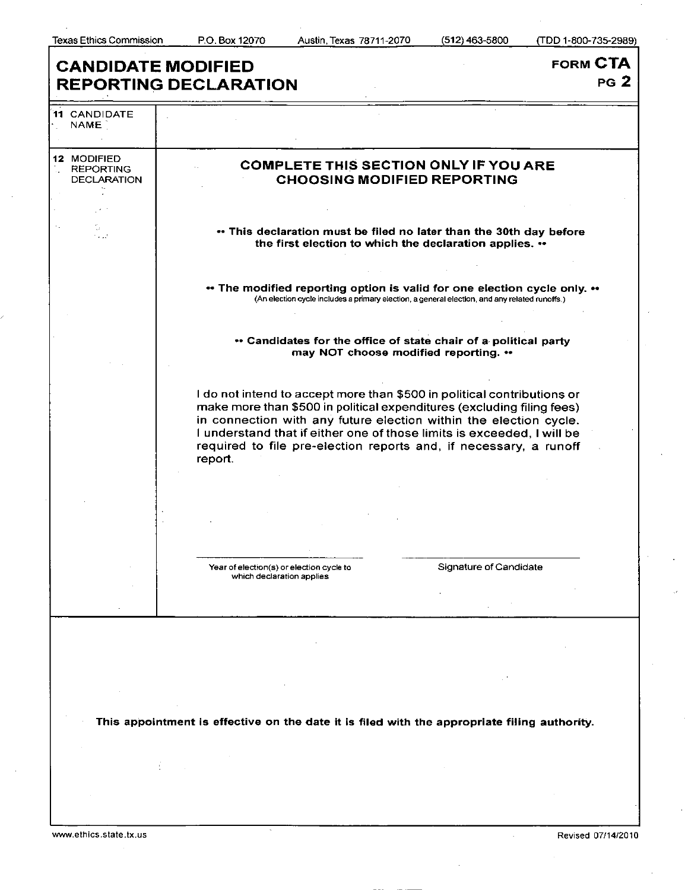# CANDIDATE MODIFIED REPORTING DECLARATION

**FORM CTA**
**PG 2**

| | |
|---|---|
| 11 CANDIDATE NAME | |
| 12 MODIFIED REPORTING DECLARATION | **COMPLETE THIS SECTION ONLY IF YOU ARE CHOOSING MODIFIED REPORTING** |

**•• This declaration must be filed no later than the 30th day before the first election to which the declaration applies. ••**

**•• The modified reporting option is valid for one election cycle only. ••**
(An election cycle includes a primary election, a general election, and any related runoffs.)

**•• Candidates for the office of state chair of a political party may NOT choose modified reporting. ••**

I do not intend to accept more than $500 in political contributions or make more than $500 in political expenditures (excluding filing fees) in connection with any future election within the election cycle. I understand that if either one of those limits is exceeded, I will be required to file pre-election reports and, if necessary, a runoff report.

______________________________
Year of election(s) or election cycle to which declaration applies

______________________________
Signature of Candidate

**This appointment is effective on the date it is filed with the appropriate filing authority.**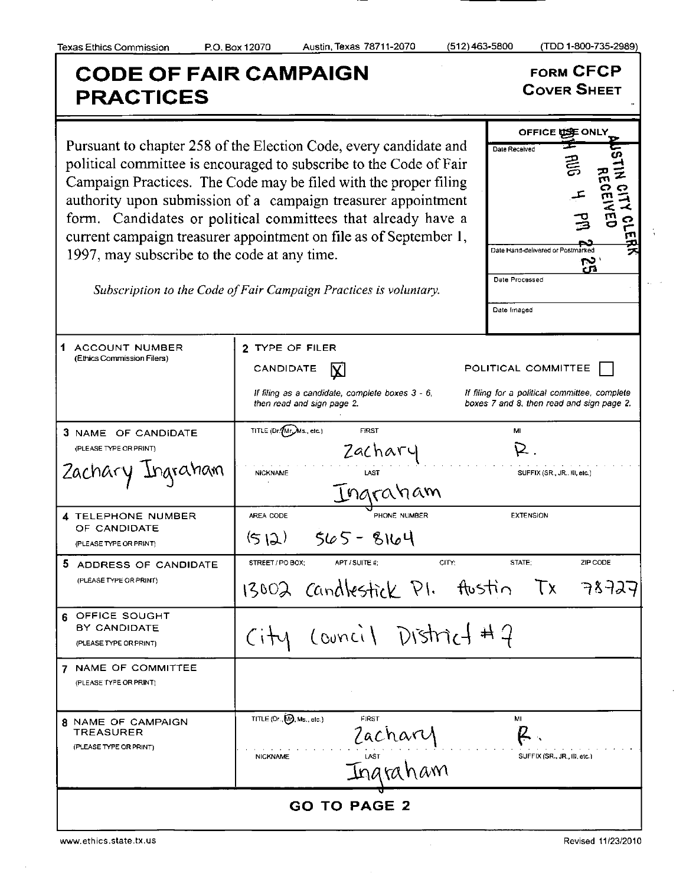Texas Ethics Commission P.O. Box 12070 Austin, Texas 78711-2070 (512) 463-5800 (TDD 1-800-735-2989)

# CODE OF FAIR CAMPAIGN PRACTICES

**FORM CFCP**
**COVER SHEET**

Pursuant to chapter 258 of the Election Code, every candidate and political committee is encouraged to subscribe to the Code of Fair Campaign Practices. The Code may be filed with the proper filing authority upon submission of a campaign treasurer appointment form. Candidates or political committees that already have a current campaign treasurer appointment on file as of September 1, 1997, may subscribe to the code at any time.

*Subscription to the Code of Fair Campaign Practices is voluntary.*

| OFFICE USE ONLY |
|---|
| Date Received: AUSTIN CITY CLERK RECEIVED 2014 AUG 4 PM 2 25 |
| Date Hand-delivered or Postmarked |
| Date Processed |
| Date Imaged |

| | |
|---|---|
| **1 ACCOUNT NUMBER** (Ethics Commission Filers) | **2 TYPE OF FILER** CANDIDATE [X] POLITICAL COMMITTEE [ ] <br> *If filing as a candidate, complete boxes 3 - 6, then read and sign page 2.* *If filing for a political committee, complete boxes 7 and 8, then read and sign page 2.* |
| **3 NAME OF CANDIDATE** (PLEASE TYPE OR PRINT) Zachary Ingraham | TITLE (Dr., Mr., Ms., etc.): Mr. FIRST: Zachary MI: R. <br> NICKNAME: LAST: Ingraham SUFFIX (SR., JR., III, etc.): |
| **4 TELEPHONE NUMBER OF CANDIDATE** (PLEASE TYPE OR PRINT) | AREA CODE: (512) PHONE NUMBER: 565-8164 EXTENSION: |
| **5 ADDRESS OF CANDIDATE** (PLEASE TYPE OR PRINT) | STREET / PO BOX: 13002 Candlestick Pl. APT / SUITE #: CITY: Austin STATE: Tx ZIP CODE: 78727 |
| **6 OFFICE SOUGHT BY CANDIDATE** (PLEASE TYPE OR PRINT) | City Council District #7 |
| **7 NAME OF COMMITTEE** (PLEASE TYPE OR PRINT) | |
| **8 NAME OF CAMPAIGN TREASURER** (PLEASE TYPE OR PRINT) | TITLE (Dr., Mr., Ms., etc.): Mr. FIRST: Zachary MI: R. <br> NICKNAME: LAST: Ingraham SUFFIX (SR., JR., III, etc.): |

**GO TO PAGE 2**

www.ethics.state.tx.us Revised 11/23/2010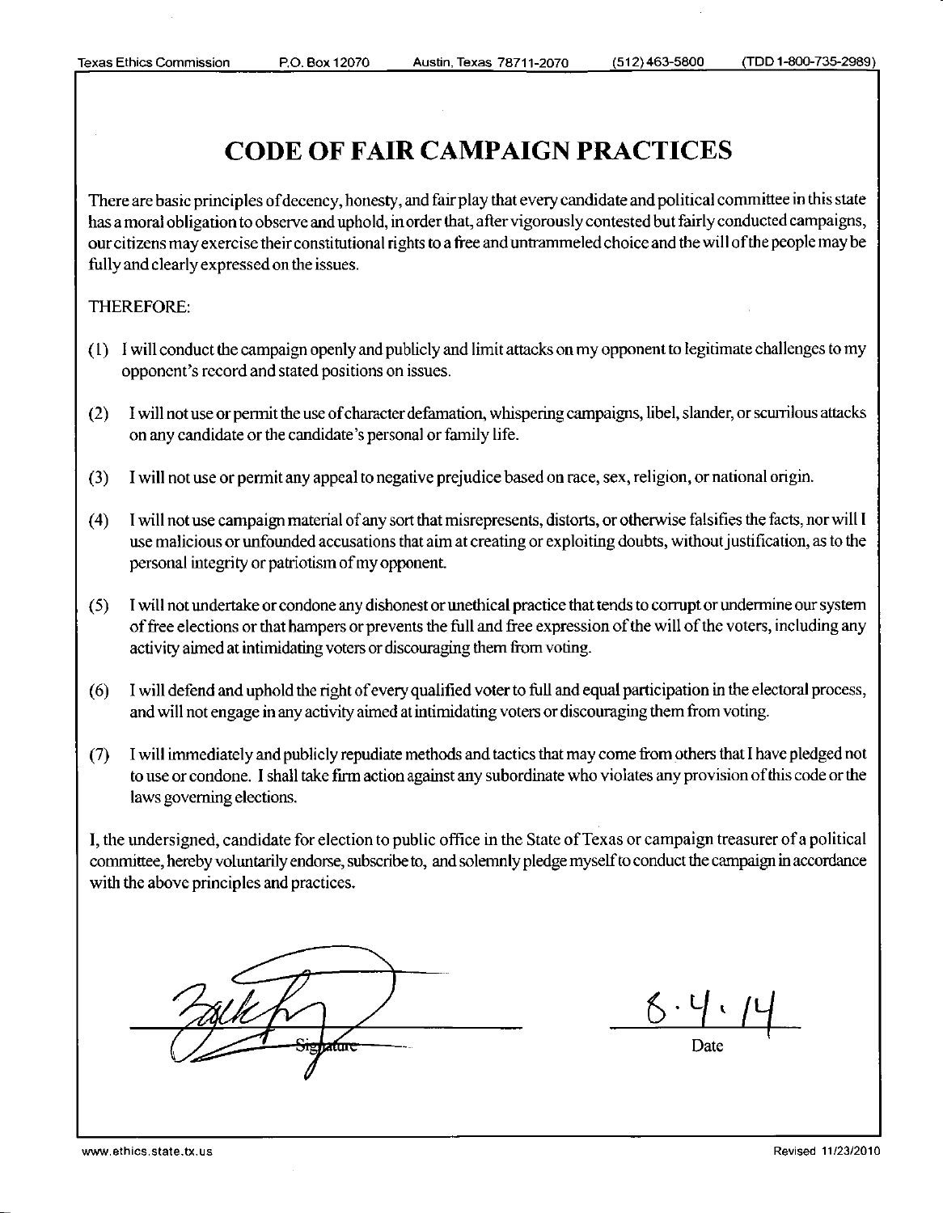Texas Ethics Commission P.O. Box 12070 Austin, Texas 78711-2070 (512) 463-5800 (TDD 1-800-735-2989)

# CODE OF FAIR CAMPAIGN PRACTICES

There are basic principles of decency, honesty, and fair play that every candidate and political committee in this state has a moral obligation to observe and uphold, in order that, after vigorously contested but fairly conducted campaigns, our citizens may exercise their constitutional rights to a free and untrammeled choice and the will of the people may be fully and clearly expressed on the issues.

THEREFORE:

(1) I will conduct the campaign openly and publicly and limit attacks on my opponent to legitimate challenges to my opponent's record and stated positions on issues.

(2) I will not use or permit the use of character defamation, whispering campaigns, libel, slander, or scurrilous attacks on any candidate or the candidate's personal or family life.

(3) I will not use or permit any appeal to negative prejudice based on race, sex, religion, or national origin.

(4) I will not use campaign material of any sort that misrepresents, distorts, or otherwise falsifies the facts, nor will I use malicious or unfounded accusations that aim at creating or exploiting doubts, without justification, as to the personal integrity or patriotism of my opponent.

(5) I will not undertake or condone any dishonest or unethical practice that tends to corrupt or undermine our system of free elections or that hampers or prevents the full and free expression of the will of the voters, including any activity aimed at intimidating voters or discouraging them from voting.

(6) I will defend and uphold the right of every qualified voter to full and equal participation in the electoral process, and will not engage in any activity aimed at intimidating voters or discouraging them from voting.

(7) I will immediately and publicly repudiate methods and tactics that may come from others that I have pledged not to use or condone. I shall take firm action against any subordinate who violates any provision of this code or the laws governing elections.

I, the undersigned, candidate for election to public office in the State of Texas or campaign treasurer of a political committee, hereby voluntarily endorse, subscribe to, and solemnly pledge myself to conduct the campaign in accordance with the above principles and practices.

Signature: [signature]

Date: 8.4.14

www.ethics.state.tx.us Revised 11/23/2010